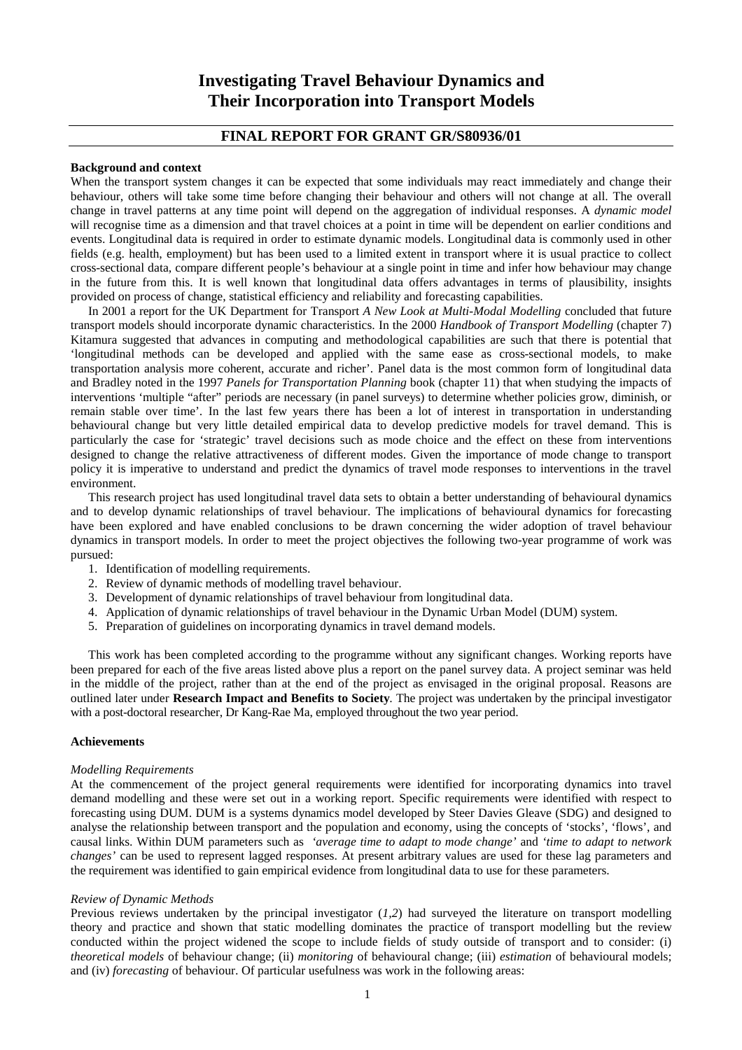# Investigating Travel Behaviour Dynamics and Their Incorporation into Transport Models

## FINAL REPORT FOR GRANT GR/S80936/01

**Background and context**

When the transport system changes it can be expected that some individuals may react immediately and change their behaviour, others will take some time before changing their behaviour and others will not change at all. The overall change in travel patterns at any time point will depend on the aggregation of individual responses. A *dynamic model* will recognise time as a dimension and that travel choices at a point in time will be dependent on earlier conditions and events. Longitudinal data is required in order to estimate dynamic models. Longitudinal data is commonly used in other fields (e.g. health, employment) but has been used to a limited extent in transport where it is usual practice to collect cross-sectional data, compare different people's behaviour at a single point in time and infer how behaviour may change in the future from this. It is well known that longitudinal data offers advantages in terms of plausibility, insights provided on process of change, statistical efficiency and reliability and forecasting capabilities.

In 2001 a report for the UK Department for Transport *A New Look at Multi-Modal Modelling* concluded that future transport models should incorporate dynamic characteristics. In the 2000 *Handbook of Transport Modelling* (chapter 7) Kitamura suggested that advances in computing and methodological capabilities are such that there is potential that 'longitudinal methods can be developed and applied with the same ease as cross-sectional models, to make transportation analysis more coherent, accurate and richer'. Panel data is the most common form of longitudinal data and Bradley noted in the 1997 *Panels for Transportation Planning* book (chapter 11) that when studying the impacts of interventions 'multiple "after" periods are necessary (in panel surveys) to determine whether policies grow, diminish, or remain stable over time'. In the last few years there has been a lot of interest in transportation in understanding behavioural change but very little detailed empirical data to develop predictive models for travel demand. This is particularly the case for 'strategic' travel decisions such as mode choice and the effect on these from interventions designed to change the relative attractiveness of different modes. Given the importance of mode change to transport policy it is imperative to understand and predict the dynamics of travel mode responses to interventions in the travel environment.

This research project has used longitudinal travel data sets to obtain a better understanding of behavioural dynamics and to develop dynamic relationships of travel behaviour. The implications of behavioural dynamics for forecasting have been explored and have enabled conclusions to be drawn concerning the wider adoption of travel behaviour dynamics in transport models. In order to meet the project objectives the following two-year programme of work was pursued:

1. Identification of modelling requirements.
2. Review of dynamic methods of modelling travel behaviour.
3. Development of dynamic relationships of travel behaviour from longitudinal data.
4. Application of dynamic relationships of travel behaviour in the Dynamic Urban Model (DUM) system.
5. Preparation of guidelines on incorporating dynamics in travel demand models.

This work has been completed according to the programme without any significant changes. Working reports have been prepared for each of the five areas listed above plus a report on the panel survey data. A project seminar was held in the middle of the project, rather than at the end of the project as envisaged in the original proposal. Reasons are outlined later under **Research Impact and Benefits to Society**. The project was undertaken by the principal investigator with a post-doctoral researcher, Dr Kang-Rae Ma, employed throughout the two year period.

**Achievements**

*Modelling Requirements*

At the commencement of the project general requirements were identified for incorporating dynamics into travel demand modelling and these were set out in a working report. Specific requirements were identified with respect to forecasting using DUM. DUM is a systems dynamics model developed by Steer Davies Gleave (SDG) and designed to analyse the relationship between transport and the population and economy, using the concepts of 'stocks', 'flows', and causal links. Within DUM parameters such as *'average time to adapt to mode change'* and *'time to adapt to network changes'* can be used to represent lagged responses. At present arbitrary values are used for these lag parameters and the requirement was identified to gain empirical evidence from longitudinal data to use for these parameters.

*Review of Dynamic Methods*

Previous reviews undertaken by the principal investigator (*1,2*) had surveyed the literature on transport modelling theory and practice and shown that static modelling dominates the practice of transport modelling but the review conducted within the project widened the scope to include fields of study outside of transport and to consider: (i) *theoretical models* of behaviour change; (ii) *monitoring* of behavioural change; (iii) *estimation* of behavioural models; and (iv) *forecasting* of behaviour. Of particular usefulness was work in the following areas: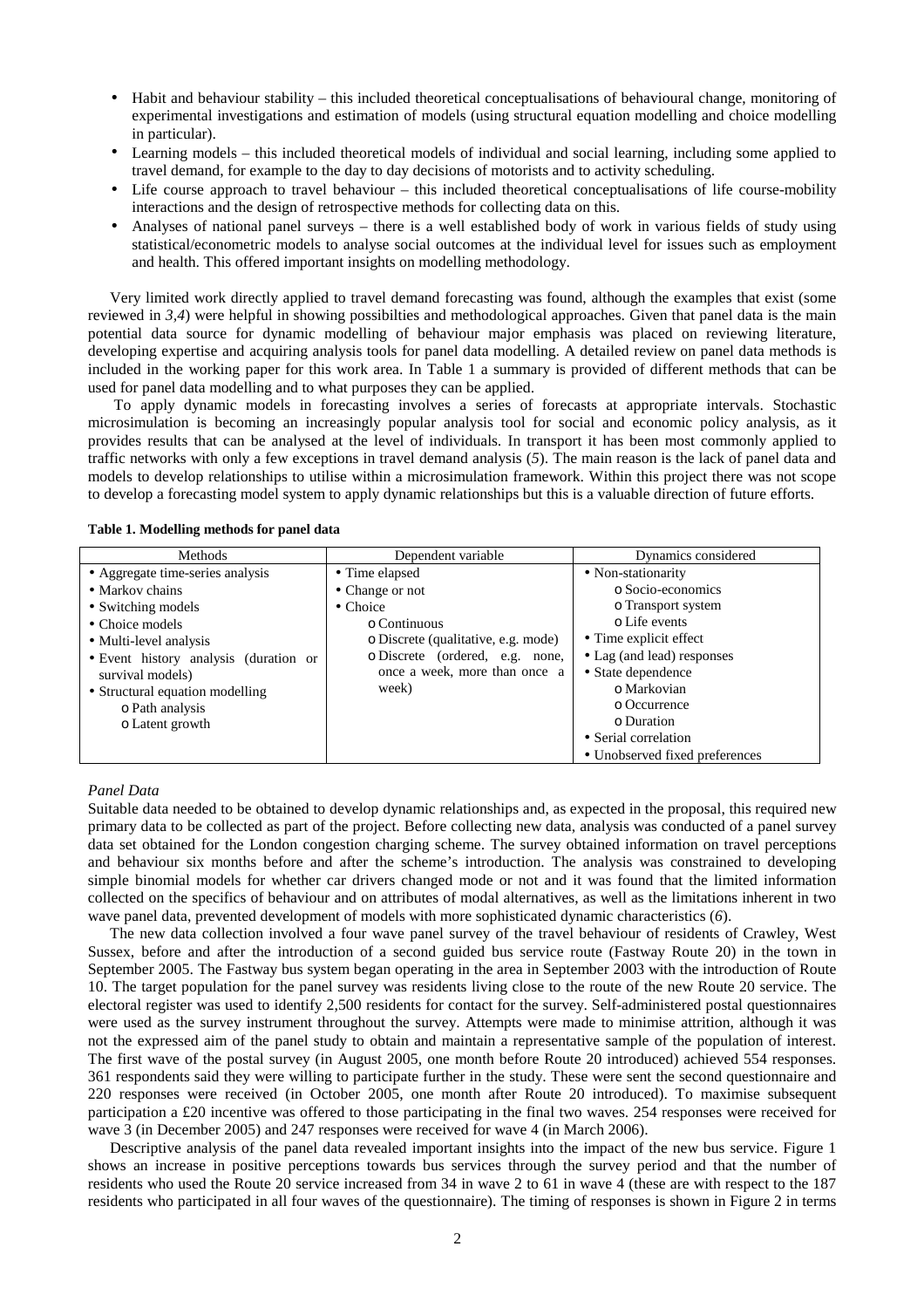- Habit and behaviour stability – this included theoretical conceptualisations of behavioural change, monitoring of experimental investigations and estimation of models (using structural equation modelling and choice modelling in particular).
- Learning models – this included theoretical models of individual and social learning, including some applied to travel demand, for example to the day to day decisions of motorists and to activity scheduling.
- Life course approach to travel behaviour – this included theoretical conceptualisations of life course-mobility interactions and the design of retrospective methods for collecting data on this.
- Analyses of national panel surveys – there is a well established body of work in various fields of study using statistical/econometric models to analyse social outcomes at the individual level for issues such as employment and health. This offered important insights on modelling methodology.

Very limited work directly applied to travel demand forecasting was found, although the examples that exist (some reviewed in *3,4*) were helpful in showing possibilties and methodological approaches. Given that panel data is the main potential data source for dynamic modelling of behaviour major emphasis was placed on reviewing literature, developing expertise and acquiring analysis tools for panel data modelling. A detailed review on panel data methods is included in the working paper for this work area. In Table 1 a summary is provided of different methods that can be used for panel data modelling and to what purposes they can be applied.

To apply dynamic models in forecasting involves a series of forecasts at appropriate intervals. Stochastic microsimulation is becoming an increasingly popular analysis tool for social and economic policy analysis, as it provides results that can be analysed at the level of individuals. In transport it has been most commonly applied to traffic networks with only a few exceptions in travel demand analysis (*5*). The main reason is the lack of panel data and models to develop relationships to utilise within a microsimulation framework. Within this project there was not scope to develop a forecasting model system to apply dynamic relationships but this is a valuable direction of future efforts.

**Table 1. Modelling methods for panel data**

| Methods | Dependent variable | Dynamics considered |
|---|---|---|
| • Aggregate time-series analysis<br>• Markov chains<br>• Switching models<br>• Choice models<br>• Multi-level analysis<br>• Event history analysis (duration or survival models)<br>• Structural equation modelling<br>o Path analysis<br>o Latent growth | • Time elapsed<br>• Change or not<br>• Choice<br>o Continuous<br>o Discrete (qualitative, e.g. mode)<br>o Discrete (ordered, e.g. none, once a week, more than once a week) | • Non-stationarity<br>o Socio-economics<br>o Transport system<br>o Life events<br>• Time explicit effect<br>• Lag (and lead) responses<br>• State dependence<br>o Markovian<br>o Occurrence<br>o Duration<br>• Serial correlation<br>• Unobserved fixed preferences |

*Panel Data*

Suitable data needed to be obtained to develop dynamic relationships and, as expected in the proposal, this required new primary data to be collected as part of the project. Before collecting new data, analysis was conducted of a panel survey data set obtained for the London congestion charging scheme. The survey obtained information on travel perceptions and behaviour six months before and after the scheme's introduction. The analysis was constrained to developing simple binomial models for whether car drivers changed mode or not and it was found that the limited information collected on the specifics of behaviour and on attributes of modal alternatives, as well as the limitations inherent in two wave panel data, prevented development of models with more sophisticated dynamic characteristics (*6*).

The new data collection involved a four wave panel survey of the travel behaviour of residents of Crawley, West Sussex, before and after the introduction of a second guided bus service route (Fastway Route 20) in the town in September 2005. The Fastway bus system began operating in the area in September 2003 with the introduction of Route 10. The target population for the panel survey was residents living close to the route of the new Route 20 service. The electoral register was used to identify 2,500 residents for contact for the survey. Self-administered postal questionnaires were used as the survey instrument throughout the survey. Attempts were made to minimise attrition, although it was not the expressed aim of the panel study to obtain and maintain a representative sample of the population of interest. The first wave of the postal survey (in August 2005, one month before Route 20 introduced) achieved 554 responses. 361 respondents said they were willing to participate further in the study. These were sent the second questionnaire and 220 responses were received (in October 2005, one month after Route 20 introduced). To maximise subsequent participation a £20 incentive was offered to those participating in the final two waves. 254 responses were received for wave 3 (in December 2005) and 247 responses were received for wave 4 (in March 2006).

Descriptive analysis of the panel data revealed important insights into the impact of the new bus service. Figure 1 shows an increase in positive perceptions towards bus services through the survey period and that the number of residents who used the Route 20 service increased from 34 in wave 2 to 61 in wave 4 (these are with respect to the 187 residents who participated in all four waves of the questionnaire). The timing of responses is shown in Figure 2 in terms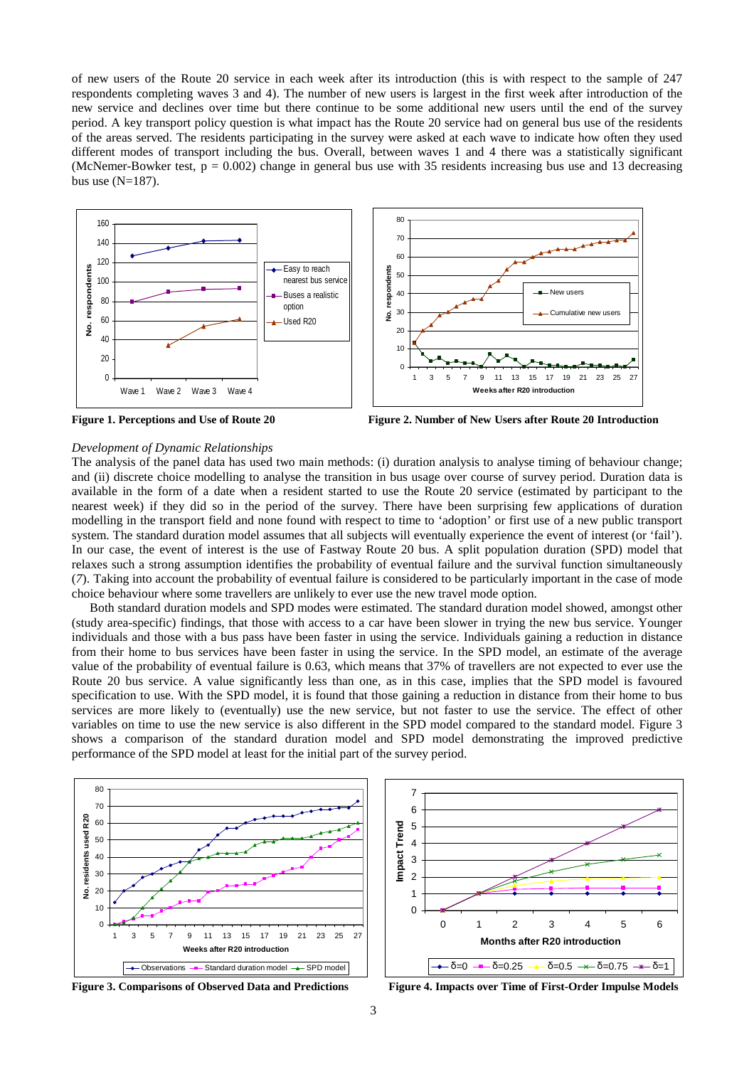of new users of the Route 20 service in each week after its introduction (this is with respect to the sample of 247 respondents completing waves 3 and 4). The number of new users is largest in the first week after introduction of the new service and declines over time but there continue to be some additional new users until the end of the survey period. A key transport policy question is what impact has the Route 20 service had on general bus use of the residents of the areas served. The residents participating in the survey were asked at each wave to indicate how often they used different modes of transport including the bus. Overall, between waves 1 and 4 there was a statistically significant (McNemer-Bowker test, $p = 0.002$) change in general bus use with 35 residents increasing bus use and 13 decreasing bus use (N=187).

No. respondents
160
140
120
100
80
60
40
20
0
Wave 1 Wave 2 Wave 3 Wave 4
Easy to reach nearest bus service
Buses a realistic option
Used R20

**Figure 1. Perceptions and Use of Route 20**

No. respondents
80
70
60
50
40
30
20
10
0
1 3 5 7 9 11 13 15 17 19 21 23 25 27
Weeks after R20 introduction
New users
Cumulative new users

**Figure 2. Number of New Users after Route 20 Introduction**

*Development of Dynamic Relationships*

The analysis of the panel data has used two main methods: (i) duration analysis to analyse timing of behaviour change; and (ii) discrete choice modelling to analyse the transition in bus usage over course of survey period. Duration data is available in the form of a date when a resident started to use the Route 20 service (estimated by participant to the nearest week) if they did so in the period of the survey. There have been surprising few applications of duration modelling in the transport field and none found with respect to time to 'adoption' or first use of a new public transport system. The standard duration model assumes that all subjects will eventually experience the event of interest (or 'fail'). In our case, the event of interest is the use of Fastway Route 20 bus. A split population duration (SPD) model that relaxes such a strong assumption identifies the probability of eventual failure and the survival function simultaneously (*7*). Taking into account the probability of eventual failure is considered to be particularly important in the case of mode choice behaviour where some travellers are unlikely to ever use the new travel mode option.

Both standard duration models and SPD modes were estimated. The standard duration model showed, amongst other (study area-specific) findings, that those with access to a car have been slower in trying the new bus service. Younger individuals and those with a bus pass have been faster in using the service. Individuals gaining a reduction in distance from their home to bus services have been faster in using the service. In the SPD model, an estimate of the average value of the probability of eventual failure is 0.63, which means that 37% of travellers are not expected to ever use the Route 20 bus service. A value significantly less than one, as in this case, implies that the SPD model is favoured specification to use. With the SPD model, it is found that those gaining a reduction in distance from their home to bus services are more likely to (eventually) use the new service, but not faster to use the service. The effect of other variables on time to use the new service is also different in the SPD model compared to the standard model. Figure 3 shows a comparison of the standard duration model and SPD model demonstrating the improved predictive performance of the SPD model at least for the initial part of the survey period.

No. residents used R20
80
70
60
50
40
30
20
10
0
1 3 5 7 9 11 13 15 17 19 21 23 25 27
Weeks after R20 introduction
Observations
Standard duration model
SPD model

**Figure 3. Comparisons of Observed Data and Predictions**

Impact Trend
7
6
5
4
3
2
1
0
0 1 2 3 4 5 6
Months after R20 introduction
$\delta$=0 $\delta$=0.25 $\delta$=0.5 $\delta$=0.75 $\delta$=1

**Figure 4. Impacts over Time of First-Order Impulse Models**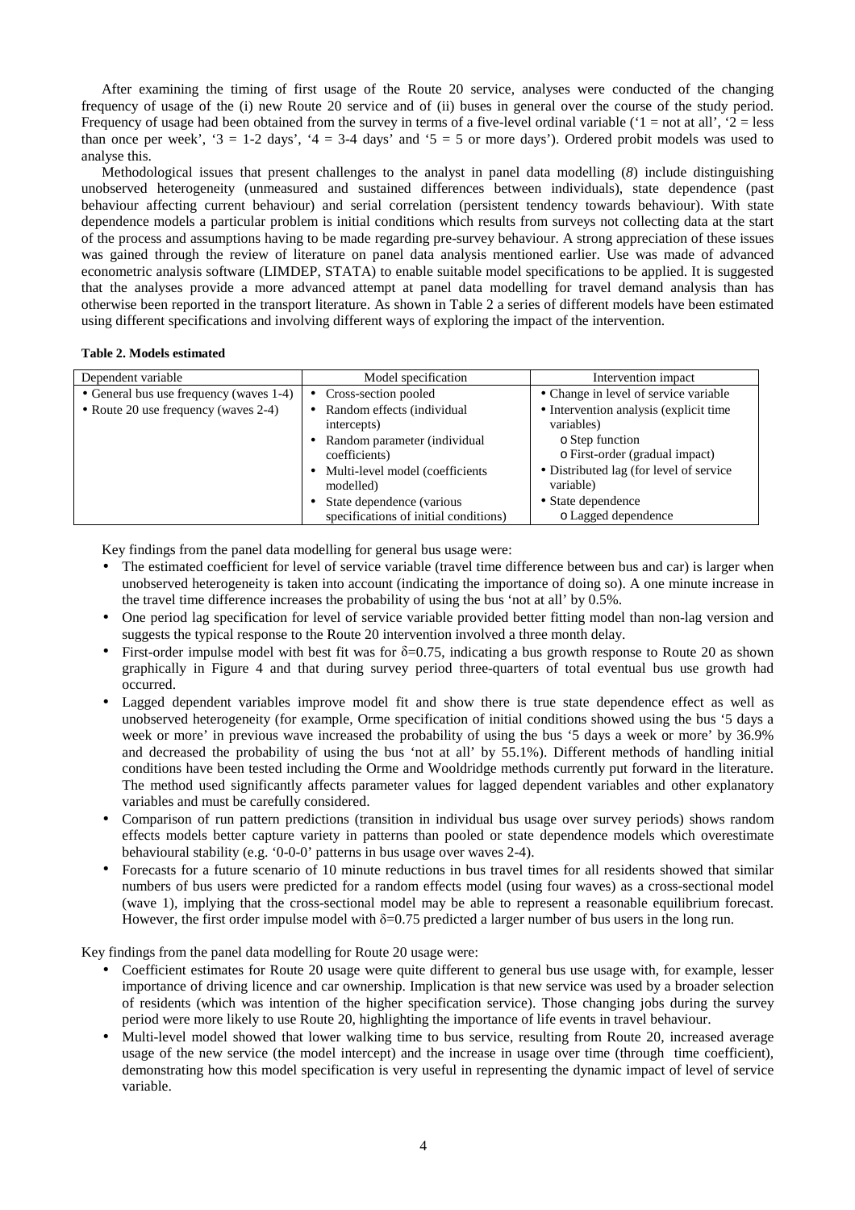After examining the timing of first usage of the Route 20 service, analyses were conducted of the changing frequency of usage of the (i) new Route 20 service and of (ii) buses in general over the course of the study period. Frequency of usage had been obtained from the survey in terms of a five-level ordinal variable ('1 = not at all', '2 = less than once per week', '3 = 1-2 days', '4 = 3-4 days' and '5 = 5 or more days'). Ordered probit models was used to analyse this.

Methodological issues that present challenges to the analyst in panel data modelling (*8*) include distinguishing unobserved heterogeneity (unmeasured and sustained differences between individuals), state dependence (past behaviour affecting current behaviour) and serial correlation (persistent tendency towards behaviour). With state dependence models a particular problem is initial conditions which results from surveys not collecting data at the start of the process and assumptions having to be made regarding pre-survey behaviour. A strong appreciation of these issues was gained through the review of literature on panel data analysis mentioned earlier. Use was made of advanced econometric analysis software (LIMDEP, STATA) to enable suitable model specifications to be applied. It is suggested that the analyses provide a more advanced attempt at panel data modelling for travel demand analysis than has otherwise been reported in the transport literature. As shown in Table 2 a series of different models have been estimated using different specifications and involving different ways of exploring the impact of the intervention.

**Table 2. Models estimated**

| Dependent variable | Model specification | Intervention impact |
|---|---|---|
| • General bus use frequency (waves 1-4)<br>• Route 20 use frequency (waves 2-4) | • Cross-section pooled<br>• Random effects (individual intercepts)<br>• Random parameter (individual coefficients)<br>• Multi-level model (coefficients modelled)<br>• State dependence (various specifications of initial conditions) | • Change in level of service variable<br>• Intervention analysis (explicit time variables)<br>o Step function<br>o First-order (gradual impact)<br>• Distributed lag (for level of service variable)<br>• State dependence<br>o Lagged dependence |

Key findings from the panel data modelling for general bus usage were:

- The estimated coefficient for level of service variable (travel time difference between bus and car) is larger when unobserved heterogeneity is taken into account (indicating the importance of doing so). A one minute increase in the travel time difference increases the probability of using the bus 'not at all' by 0.5%.
- One period lag specification for level of service variable provided better fitting model than non-lag version and suggests the typical response to the Route 20 intervention involved a three month delay.
- First-order impulse model with best fit was for $\delta$=0.75, indicating a bus growth response to Route 20 as shown graphically in Figure 4 and that during survey period three-quarters of total eventual bus use growth had occurred.
- Lagged dependent variables improve model fit and show there is true state dependence effect as well as unobserved heterogeneity (for example, Orme specification of initial conditions showed using the bus '5 days a week or more' in previous wave increased the probability of using the bus '5 days a week or more' by 36.9% and decreased the probability of using the bus 'not at all' by 55.1%). Different methods of handling initial conditions have been tested including the Orme and Wooldridge methods currently put forward in the literature. The method used significantly affects parameter values for lagged dependent variables and other explanatory variables and must be carefully considered.
- Comparison of run pattern predictions (transition in individual bus usage over survey periods) shows random effects models better capture variety in patterns than pooled or state dependence models which overestimate behavioural stability (e.g. '0-0-0' patterns in bus usage over waves 2-4).
- Forecasts for a future scenario of 10 minute reductions in bus travel times for all residents showed that similar numbers of bus users were predicted for a random effects model (using four waves) as a cross-sectional model (wave 1), implying that the cross-sectional model may be able to represent a reasonable equilibrium forecast. However, the first order impulse model with $\delta$=0.75 predicted a larger number of bus users in the long run.

Key findings from the panel data modelling for Route 20 usage were:

- Coefficient estimates for Route 20 usage were quite different to general bus use usage with, for example, lesser importance of driving licence and car ownership. Implication is that new service was used by a broader selection of residents (which was intention of the higher specification service). Those changing jobs during the survey period were more likely to use Route 20, highlighting the importance of life events in travel behaviour.
- Multi-level model showed that lower walking time to bus service, resulting from Route 20, increased average usage of the new service (the model intercept) and the increase in usage over time (through time coefficient), demonstrating how this model specification is very useful in representing the dynamic impact of level of service variable.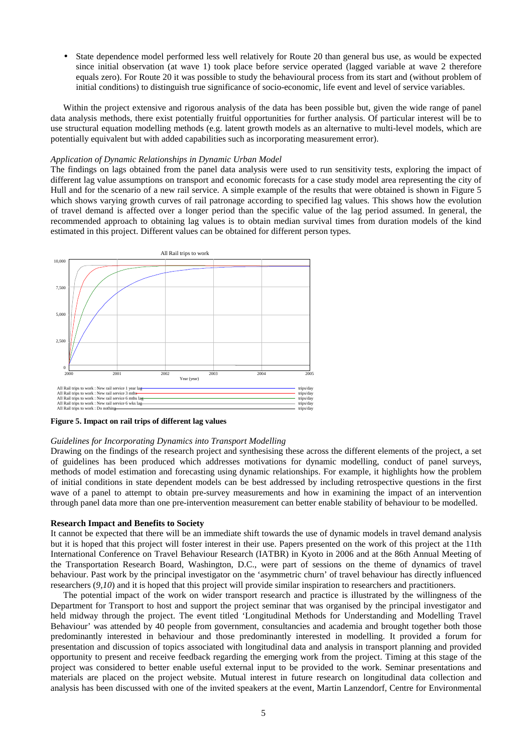- State dependence model performed less well relatively for Route 20 than general bus use, as would be expected since initial observation (at wave 1) took place before service operated (lagged variable at wave 2 therefore equals zero). For Route 20 it was possible to study the behavioural process from its start and (without problem of initial conditions) to distinguish true significance of socio-economic, life event and level of service variables.

Within the project extensive and rigorous analysis of the data has been possible but, given the wide range of panel data analysis methods, there exist potentially fruitful opportunities for further analysis. Of particular interest will be to use structural equation modelling methods (e.g. latent growth models as an alternative to multi-level models, which are potentially equivalent but with added capabilities such as incorporating measurement error).

*Application of Dynamic Relationships in Dynamic Urban Model*

The findings on lags obtained from the panel data analysis were used to run sensitivity tests, exploring the impact of different lag value assumptions on transport and economic forecasts for a case study model area representing the city of Hull and for the scenario of a new rail service. A simple example of the results that were obtained is shown in Figure 5 which shows varying growth curves of rail patronage according to specified lag values. This shows how the evolution of travel demand is affected over a longer period than the specific value of the lag period assumed. In general, the recommended approach to obtaining lag values is to obtain median survival times from duration models of the kind estimated in this project. Different values can be obtained for different person types.

All Rail trips to work

10,000
7,500
5,000
2,500
0

2000 2001 2002 2003 2004 2005

Year (year)

All Rail trips to work : New rail service 1 year lag trips/day
All Rail trips to work : New rail service 3 mths trips/day
All Rail trips to work : New rail service 6 mths lag trips/day
All Rail trips to work : New rail service 6 wks lag trips/day
All Rail trips to work : Do nothing trips/day

**Figure 5. Impact on rail trips of different lag values**

*Guidelines for Incorporating Dynamics into Transport Modelling*

Drawing on the findings of the research project and synthesising these across the different elements of the project, a set of guidelines has been produced which addresses motivations for dynamic modelling, conduct of panel surveys, methods of model estimation and forecasting using dynamic relationships. For example, it highlights how the problem of initial conditions in state dependent models can be best addressed by including retrospective questions in the first wave of a panel to attempt to obtain pre-survey measurements and how in examining the impact of an intervention through panel data more than one pre-intervention measurement can better enable stability of behaviour to be modelled.

**Research Impact and Benefits to Society**

It cannot be expected that there will be an immediate shift towards the use of dynamic models in travel demand analysis but it is hoped that this project will foster interest in their use. Papers presented on the work of this project at the 11th International Conference on Travel Behaviour Research (IATBR) in Kyoto in 2006 and at the 86th Annual Meeting of the Transportation Research Board, Washington, D.C., were part of sessions on the theme of dynamics of travel behaviour. Past work by the principal investigator on the 'asymmetric churn' of travel behaviour has directly influenced researchers (*9,10*) and it is hoped that this project will provide similar inspiration to researchers and practitioners.

The potential impact of the work on wider transport research and practice is illustrated by the willingness of the Department for Transport to host and support the project seminar that was organised by the principal investigator and held midway through the project. The event titled 'Longitudinal Methods for Understanding and Modelling Travel Behaviour' was attended by 40 people from government, consultancies and academia and brought together both those predominantly interested in behaviour and those predominantly interested in modelling. It provided a forum for presentation and discussion of topics associated with longitudinal data and analysis in transport planning and provided opportunity to present and receive feedback regarding the emerging work from the project. Timing at this stage of the project was considered to better enable useful external input to be provided to the work. Seminar presentations and materials are placed on the project website. Mutual interest in future research on longitudinal data collection and analysis has been discussed with one of the invited speakers at the event, Martin Lanzendorf, Centre for Environmental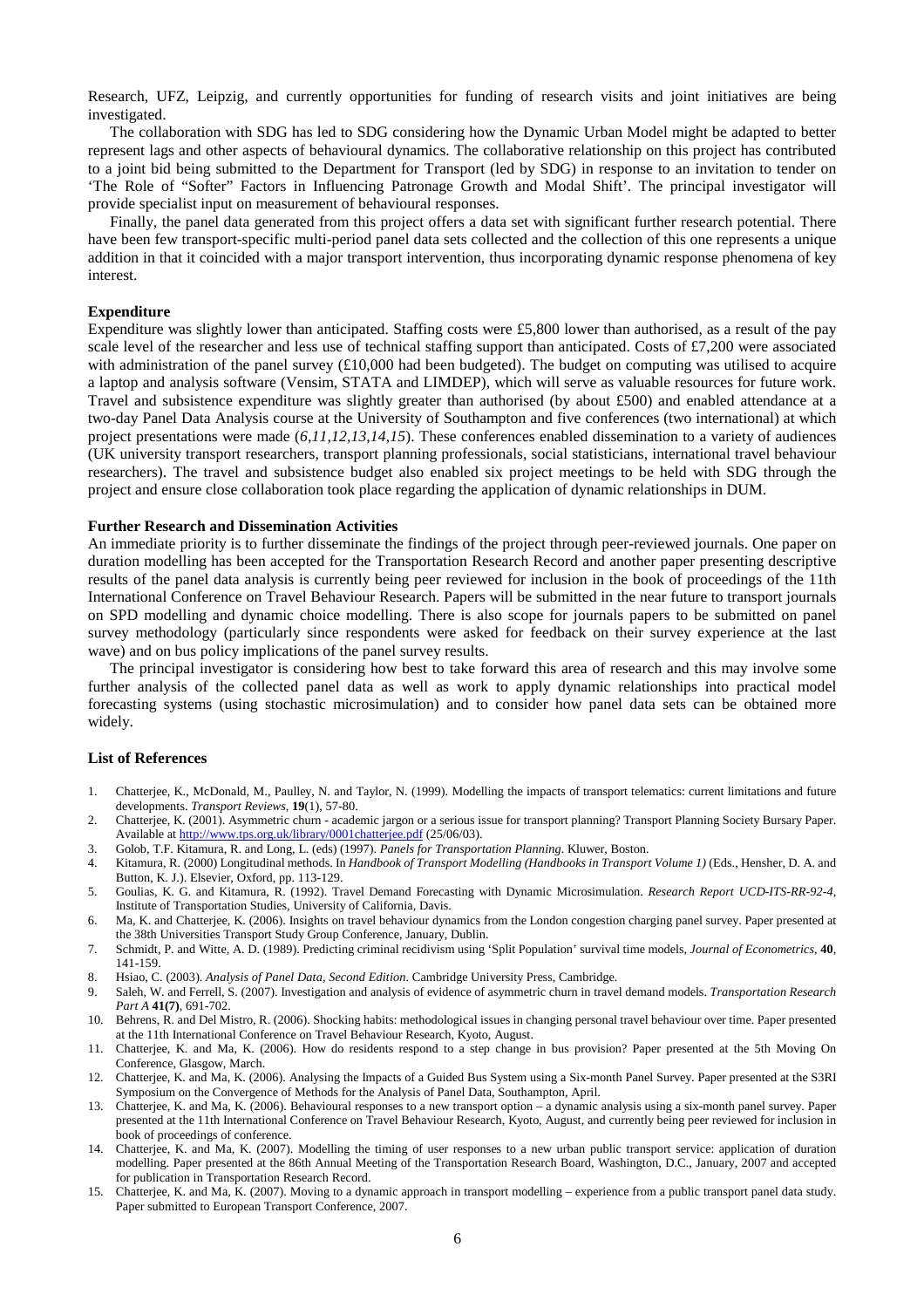Research, UFZ, Leipzig, and currently opportunities for funding of research visits and joint initiatives are being investigated.

The collaboration with SDG has led to SDG considering how the Dynamic Urban Model might be adapted to better represent lags and other aspects of behavioural dynamics. The collaborative relationship on this project has contributed to a joint bid being submitted to the Department for Transport (led by SDG) in response to an invitation to tender on 'The Role of "Softer" Factors in Influencing Patronage Growth and Modal Shift'. The principal investigator will provide specialist input on measurement of behavioural responses.

Finally, the panel data generated from this project offers a data set with significant further research potential. There have been few transport-specific multi-period panel data sets collected and the collection of this one represents a unique addition in that it coincided with a major transport intervention, thus incorporating dynamic response phenomena of key interest.

**Expenditure**

Expenditure was slightly lower than anticipated. Staffing costs were £5,800 lower than authorised, as a result of the pay scale level of the researcher and less use of technical staffing support than anticipated. Costs of £7,200 were associated with administration of the panel survey (£10,000 had been budgeted). The budget on computing was utilised to acquire a laptop and analysis software (Vensim, STATA and LIMDEP), which will serve as valuable resources for future work. Travel and subsistence expenditure was slightly greater than authorised (by about £500) and enabled attendance at a two-day Panel Data Analysis course at the University of Southampton and five conferences (two international) at which project presentations were made (*6,11,12,13,14,15*). These conferences enabled dissemination to a variety of audiences (UK university transport researchers, transport planning professionals, social statisticians, international travel behaviour researchers). The travel and subsistence budget also enabled six project meetings to be held with SDG through the project and ensure close collaboration took place regarding the application of dynamic relationships in DUM.

**Further Research and Dissemination Activities**

An immediate priority is to further disseminate the findings of the project through peer-reviewed journals. One paper on duration modelling has been accepted for the Transportation Research Record and another paper presenting descriptive results of the panel data analysis is currently being peer reviewed for inclusion in the book of proceedings of the 11th International Conference on Travel Behaviour Research. Papers will be submitted in the near future to transport journals on SPD modelling and dynamic choice modelling. There is also scope for journals papers to be submitted on panel survey methodology (particularly since respondents were asked for feedback on their survey experience at the last wave) and on bus policy implications of the panel survey results.

The principal investigator is considering how best to take forward this area of research and this may involve some further analysis of the collected panel data as well as work to apply dynamic relationships into practical model forecasting systems (using stochastic microsimulation) and to consider how panel data sets can be obtained more widely.

**List of References**

1. Chatterjee, K., McDonald, M., Paulley, N. and Taylor, N. (1999). Modelling the impacts of transport telematics: current limitations and future developments. *Transport Reviews*, **19**(1), 57-80.
2. Chatterjee, K. (2001). Asymmetric churn - academic jargon or a serious issue for transport planning? Transport Planning Society Bursary Paper. Available at http://www.tps.org.uk/library/0001chatterjee.pdf (25/06/03).
3. Golob, T.F. Kitamura, R. and Long, L. (eds) (1997). *Panels for Transportation Planning*. Kluwer, Boston.
4. Kitamura, R. (2000) Longitudinal methods. In *Handbook of Transport Modelling (Handbooks in Transport Volume 1)* (Eds., Hensher, D. A. and Button, K. J.). Elsevier, Oxford, pp. 113-129.
5. Goulias, K. G. and Kitamura, R. (1992). Travel Demand Forecasting with Dynamic Microsimulation. *Research Report UCD-ITS-RR-92-4*, Institute of Transportation Studies, University of California, Davis.
6. Ma, K. and Chatterjee, K. (2006). Insights on travel behaviour dynamics from the London congestion charging panel survey. Paper presented at the 38th Universities Transport Study Group Conference, January, Dublin.
7. Schmidt, P. and Witte, A. D. (1989). Predicting criminal recidivism using 'Split Population' survival time models, *Journal of Econometrics*, **40**, 141-159.
8. Hsiao, C. (2003). *Analysis of Panel Data, Second Edition*. Cambridge University Press, Cambridge.
9. Saleh, W. and Ferrell, S. (2007). Investigation and analysis of evidence of asymmetric churn in travel demand models. *Transportation Research Part A* **41(7)**, 691-702.
10. Behrens, R. and Del Mistro, R. (2006). Shocking habits: methodological issues in changing personal travel behaviour over time. Paper presented at the 11th International Conference on Travel Behaviour Research, Kyoto, August.
11. Chatterjee, K. and Ma, K. (2006). How do residents respond to a step change in bus provision? Paper presented at the 5th Moving On Conference, Glasgow, March.
12. Chatterjee, K. and Ma, K. (2006). Analysing the Impacts of a Guided Bus System using a Six-month Panel Survey. Paper presented at the S3RI Symposium on the Convergence of Methods for the Analysis of Panel Data, Southampton, April.
13. Chatterjee, K. and Ma, K. (2006). Behavioural responses to a new transport option – a dynamic analysis using a six-month panel survey. Paper presented at the 11th International Conference on Travel Behaviour Research, Kyoto, August, and currently being peer reviewed for inclusion in book of proceedings of conference.
14. Chatterjee, K. and Ma, K. (2007). Modelling the timing of user responses to a new urban public transport service: application of duration modelling. Paper presented at the 86th Annual Meeting of the Transportation Research Board, Washington, D.C., January, 2007 and accepted for publication in Transportation Research Record.
15. Chatterjee, K. and Ma, K. (2007). Moving to a dynamic approach in transport modelling – experience from a public transport panel data study. Paper submitted to European Transport Conference, 2007.